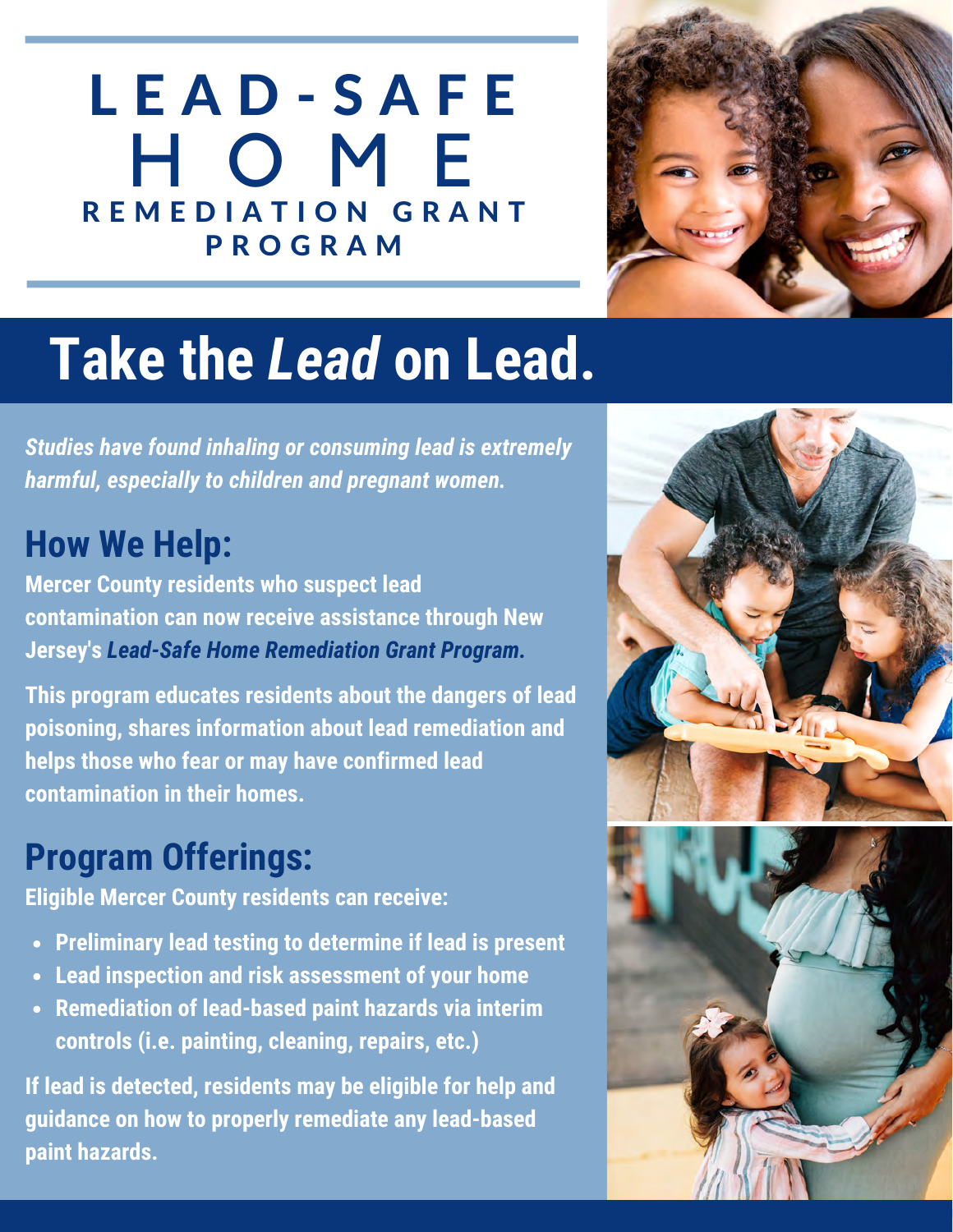# LEAD-SAFE HOME
## REMEDIATION GRANT PROGRAM

# Take the *Lead* on Lead.

***Studies have found inhaling or consuming lead is extremely harmful, especially to children and pregnant women.***

## How We Help:

**Mercer County residents who suspect lead contamination can now receive assistance through New Jersey's *Lead-Safe Home Remediation Grant Program.***

**This program educates residents about the dangers of lead poisoning, shares information about lead remediation and helps those who fear or may have confirmed lead contamination in their homes.**

## Program Offerings:

**Eligible Mercer County residents can receive:**

- **Preliminary lead testing to determine if lead is present**
- **Lead inspection and risk assessment of your home**
- **Remediation of lead-based paint hazards via interim controls (i.e. painting, cleaning, repairs, etc.)**

**If lead is detected, residents may be eligible for help and guidance on how to properly remediate any lead-based paint hazards.**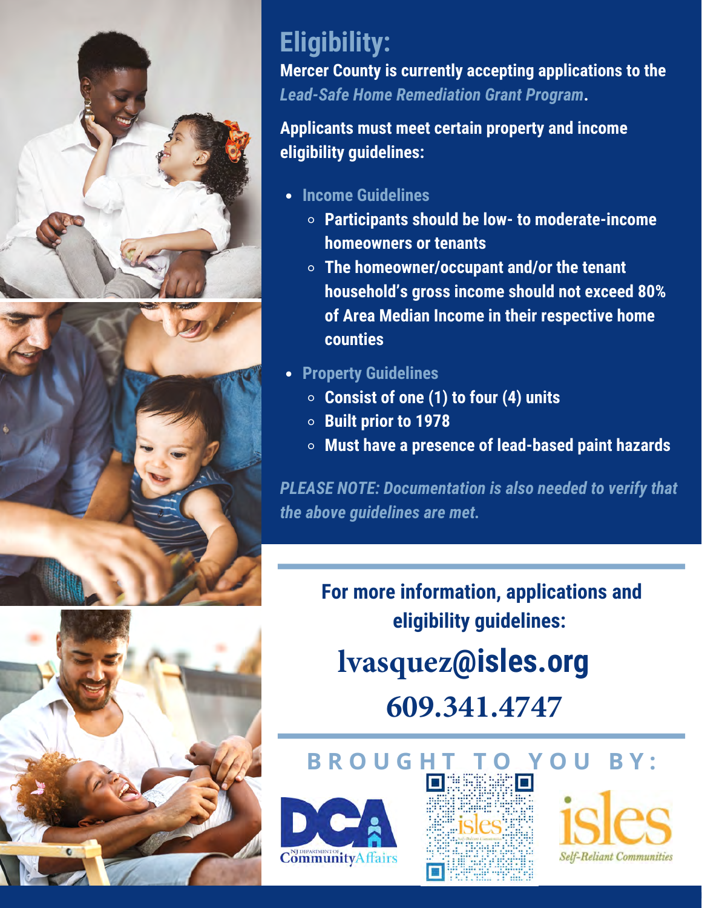# Eligibility:

**Mercer County is currently accepting applications to the *Lead-Safe Home Remediation Grant Program*.**

**Applicants must meet certain property and income eligibility guidelines:**

- **Income Guidelines**
  - **Participants should be low- to moderate-income homeowners or tenants**
  - **The homeowner/occupant and/or the tenant household's gross income should not exceed 80% of Area Median Income in their respective home counties**
- **Property Guidelines**
  - **Consist of one (1) to four (4) units**
  - **Built prior to 1978**
  - **Must have a presence of lead-based paint hazards**

***PLEASE NOTE: Documentation is also needed to verify that the above guidelines are met.***

**For more information, applications and eligibility guidelines:**

**lvasquez@isles.org**

**609.341.4747**

**BROUGHT TO YOU BY:**

NJ Department of Community Affairs

isles Self-Reliant Communities